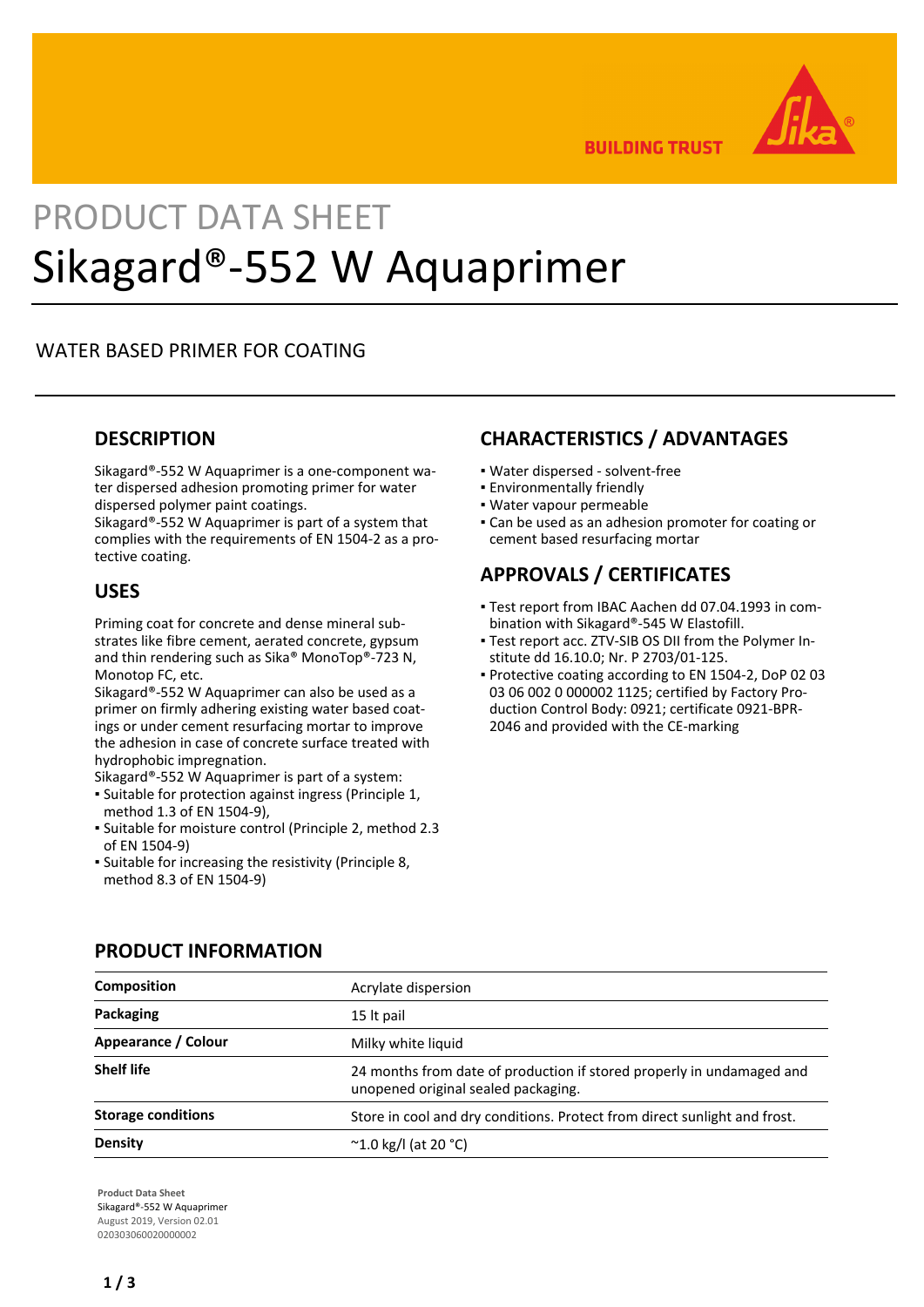# PRODUCT DATA SHEET

# Sikagard®-552 W Aquaprimer

WATER BASED PRIMER FOR COATING

## DESCRIPTION

Sikagard®-552 W Aquaprimer is a one-component water dispersed adhesion promoting primer for water dispersed polymer paint coatings.
Sikagard®-552 W Aquaprimer is part of a system that complies with the requirements of EN 1504-2 as a protective coating.

## USES

Priming coat for concrete and dense mineral substrates like fibre cement, aerated concrete, gypsum and thin rendering such as Sika® MonoTop®-723 N, Monotop FC, etc.
Sikagard®-552 W Aquaprimer can also be used as a primer on firmly adhering existing water based coatings or under cement resurfacing mortar to improve the adhesion in case of concrete surface treated with hydrophobic impregnation.
Sikagard®-552 W Aquaprimer is part of a system:

- Suitable for protection against ingress (Principle 1, method 1.3 of EN 1504-9),
- Suitable for moisture control (Principle 2, method 2.3 of EN 1504-9)
- Suitable for increasing the resistivity (Principle 8, method 8.3 of EN 1504-9)

## CHARACTERISTICS / ADVANTAGES

- Water dispersed - solvent-free
- Environmentally friendly
- Water vapour permeable
- Can be used as an adhesion promoter for coating or cement based resurfacing mortar

## APPROVALS / CERTIFICATES

- Test report from IBAC Aachen dd 07.04.1993 in combination with Sikagard®-545 W Elastofill.
- Test report acc. ZTV-SIB OS DII from the Polymer Institute dd 16.10.0; Nr. P 2703/01-125.
- Protective coating according to EN 1504-2, DoP 02 03 03 06 002 0 000002 1125; certified by Factory Production Control Body: 0921; certificate 0921-BPR-2046 and provided with the CE-marking

## PRODUCT INFORMATION

| | |
|---|---|
| **Composition** | Acrylate dispersion |
| **Packaging** | 15 lt pail |
| **Appearance / Colour** | Milky white liquid |
| **Shelf life** | 24 months from date of production if stored properly in undamaged and unopened original sealed packaging. |
| **Storage conditions** | Store in cool and dry conditions. Protect from direct sunlight and frost. |
| **Density** | ~1.0 kg/l (at 20 °C) |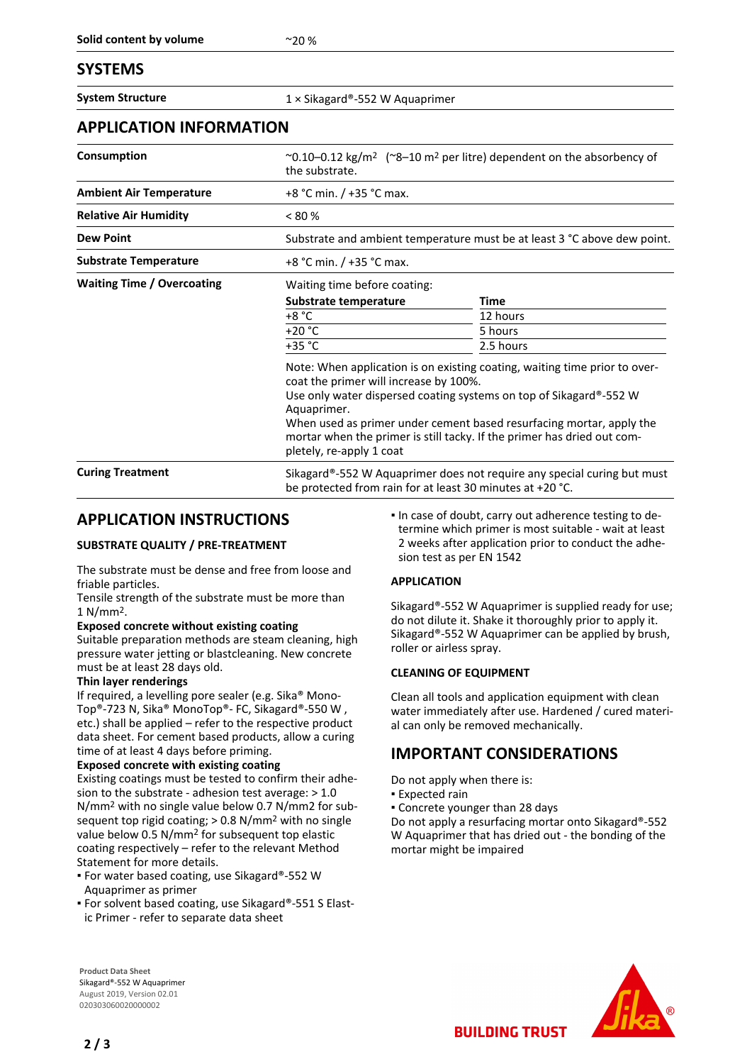| | |
|---|---|
| **Solid content by volume** | ~20 % |

## SYSTEMS

| | |
|---|---|
| **System Structure** | 1 × Sikagard®-552 W Aquaprimer |

## APPLICATION INFORMATION

| | |
|---|---|
| **Consumption** | ~0.10–0.12 kg/m² (~8–10 m² per litre) dependent on the absorbency of the substrate. |
| **Ambient Air Temperature** | +8 °C min. / +35 °C max. |
| **Relative Air Humidity** | < 80 % |
| **Dew Point** | Substrate and ambient temperature must be at least 3 °C above dew point. |
| **Substrate Temperature** | +8 °C min. / +35 °C max. |
| **Waiting Time / Overcoating** | Waiting time before coating: |

| Substrate temperature | Time |
|---|---|
| +8 °C | 12 hours |
| +20 °C | 5 hours |
| +35 °C | 2.5 hours |

Note: When application is on existing coating, waiting time prior to overcoat the primer will increase by 100%.
Use only water dispersed coating systems on top of Sikagard®-552 W Aquaprimer.
When used as primer under cement based resurfacing mortar, apply the mortar when the primer is still tacky. If the primer has dried out completely, re-apply 1 coat

| | |
|---|---|
| **Curing Treatment** | Sikagard®-552 W Aquaprimer does not require any special curing but must be protected from rain for at least 30 minutes at +20 °C. |

## APPLICATION INSTRUCTIONS

### SUBSTRATE QUALITY / PRE-TREATMENT

The substrate must be dense and free from loose and friable particles.
Tensile strength of the substrate must be more than 1 N/mm².

**Exposed concrete without existing coating**
Suitable preparation methods are steam cleaning, high pressure water jetting or blastcleaning. New concrete must be at least 28 days old.

**Thin layer renderings**
If required, a levelling pore sealer (e.g. Sika® MonoTop®-723 N, Sika® MonoTop®- FC, Sikagard®-550 W , etc.) shall be applied – refer to the respective product data sheet. For cement based products, allow a curing time of at least 4 days before priming.

**Exposed concrete with existing coating**
Existing coatings must be tested to confirm their adhesion to the substrate - adhesion test average: > 1.0 N/mm² with no single value below 0.7 N/mm2 for subsequent top rigid coating; > 0.8 N/mm² with no single value below 0.5 N/mm² for subsequent top elastic coating respectively – refer to the relevant Method Statement for more details.

- For water based coating, use Sikagard®-552 W Aquaprimer as primer
- For solvent based coating, use Sikagard®-551 S Elastic Primer - refer to separate data sheet
- In case of doubt, carry out adherence testing to determine which primer is most suitable - wait at least 2 weeks after application prior to conduct the adhesion test as per EN 1542

### APPLICATION

Sikagard®-552 W Aquaprimer is supplied ready for use; do not dilute it. Shake it thoroughly prior to apply it. Sikagard®-552 W Aquaprimer can be applied by brush, roller or airless spray.

### CLEANING OF EQUIPMENT

Clean all tools and application equipment with clean water immediately after use. Hardened / cured material can only be removed mechanically.

## IMPORTANT CONSIDERATIONS

Do not apply when there is:

- Expected rain
- Concrete younger than 28 days

Do not apply a resurfacing mortar onto Sikagard®-552 W Aquaprimer that has dried out - the bonding of the mortar might be impaired

**Product Data Sheet**
Sikagard®-552 W Aquaprimer
August 2019, Version 02.01
020303060020000002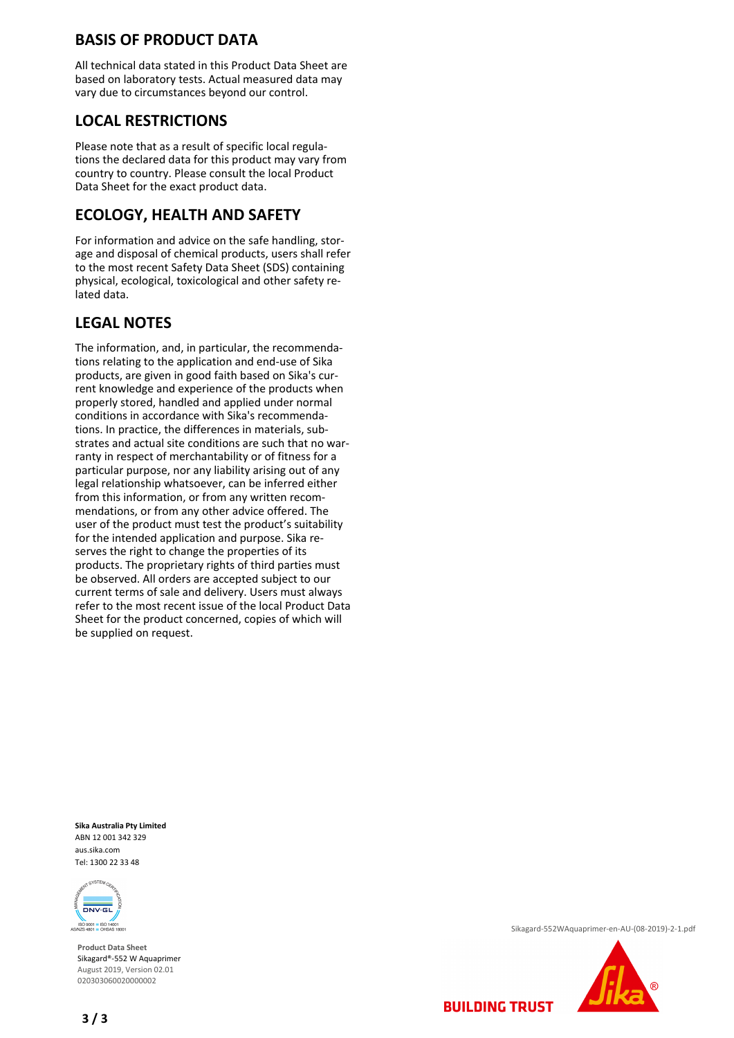## BASIS OF PRODUCT DATA

All technical data stated in this Product Data Sheet are based on laboratory tests. Actual measured data may vary due to circumstances beyond our control.

## LOCAL RESTRICTIONS

Please note that as a result of specific local regulations the declared data for this product may vary from country to country. Please consult the local Product Data Sheet for the exact product data.

## ECOLOGY, HEALTH AND SAFETY

For information and advice on the safe handling, storage and disposal of chemical products, users shall refer to the most recent Safety Data Sheet (SDS) containing physical, ecological, toxicological and other safety related data.

## LEGAL NOTES

The information, and, in particular, the recommendations relating to the application and end-use of Sika products, are given in good faith based on Sika's current knowledge and experience of the products when properly stored, handled and applied under normal conditions in accordance with Sika's recommendations. In practice, the differences in materials, substrates and actual site conditions are such that no warranty in respect of merchantability or of fitness for a particular purpose, nor any liability arising out of any legal relationship whatsoever, can be inferred either from this information, or from any written recommendations, or from any other advice offered. The user of the product must test the product's suitability for the intended application and purpose. Sika reserves the right to change the properties of its products. The proprietary rights of third parties must be observed. All orders are accepted subject to our current terms of sale and delivery. Users must always refer to the most recent issue of the local Product Data Sheet for the product concerned, copies of which will be supplied on request.

**Sika Australia Pty Limited**
ABN 12 001 342 329
aus.sika.com
Tel: 1300 22 33 48

**Product Data Sheet**
Sikagard®-552 W Aquaprimer
August 2019, Version 02.01
020303060020000002

Sikagard-552WAquaprimer-en-AU-(08-2019)-2-1.pdf

BUILDING TRUST